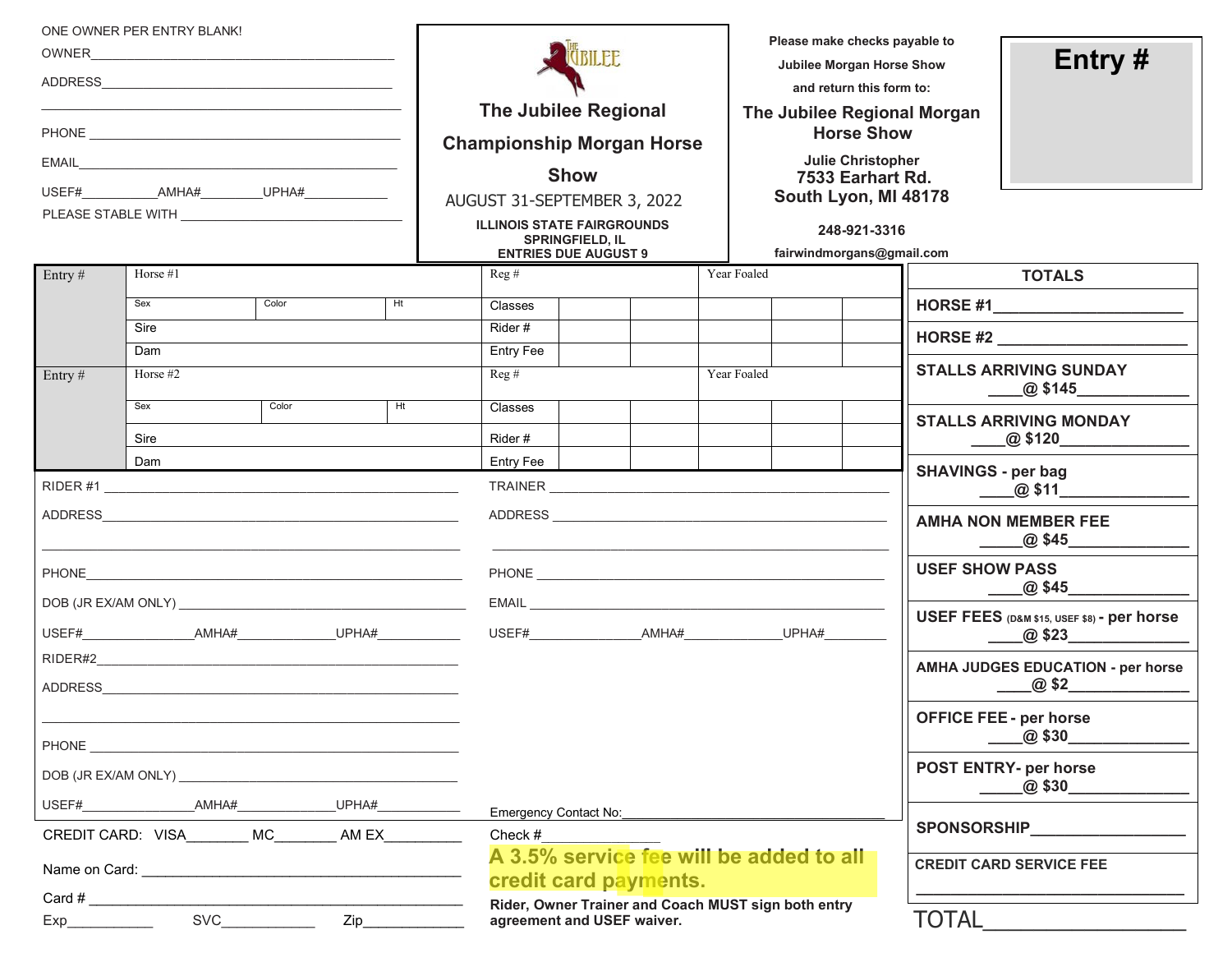ONE OWNER PER ENTRY BLANK!

OWNER___________________________________________

ADDRESS_________________________________________

________________________________________________

PHONE __________________________________________

EMAIL___________________________________________

USEF#__________AMHA#________UPHA#___________

PLEASE STABLE WITH _____________________________

## The Jubilee Regional Championship Morgan Horse Show

AUGUST 31-SEPTEMBER 3, 2022

ILLINOIS STATE FAIRGROUNDS
SPRINGFIELD, IL
ENTRIES DUE AUGUST 9

**Please make checks payable to Jubilee Morgan Horse Show and return this form to:**

**The Jubilee Regional Morgan Horse Show**

**Julie Christopher**
**7533 Earhart Rd.**
**South Lyon, MI 48178**

**248-921-3316**

**fairwindmorgans@gmail.com**

**Entry #**

| Entry # | Horse #1 | | | Reg # | | | Year Foaled | | |
|---|---|---|---|---|---|---|---|---|---|
| | Sex | Color | Ht | Classes | | | | | |
| | Sire | | | Rider # | | | | | |
| | Dam | | | Entry Fee | | | | | |
| Entry # | Horse #2 | | | Reg # | | | Year Foaled | | |
| | Sex | Color | Ht | Classes | | | | | |
| | Sire | | | Rider # | | | | | |
| | Dam | | | Entry Fee | | | | | |

RIDER #1 ________________________________________

ADDRESS_________________________________________

________________________________________________

PHONE__________________________________________

DOB (JR EX/AM ONLY) _____________________________

USEF#_____________AMHA#___________UPHA#__________

RIDER#2_________________________________________

ADDRESS_________________________________________

________________________________________________

PHONE __________________________________________

DOB (JR EX/AM ONLY) _____________________________

USEF#_____________AMHA#___________UPHA#__________

TRAINER _________________________________________

ADDRESS _________________________________________

________________________________________________

PHONE __________________________________________

EMAIL __________________________________________

USEF#_____________AMHA#___________UPHA#__________

Emergency Contact No:______________________________

CREDIT CARD: VISA_______ MC_______ AM EX_________

Name on Card: ___________________________________

Card # _________________________________________

Exp__________ SVC___________ Zip____________

Check #______________

**A 3.5% service fee will be added to all credit card payments.**

**Rider, Owner Trainer and Coach MUST sign both entry agreement and USEF waiver.**

| **TOTALS** |
|---|
| **HORSE #1**____________________ |
| **HORSE #2** ____________________ |
| **STALLS ARRIVING SUNDAY** ____@ $145______________ |
| **STALLS ARRIVING MONDAY** ____@ $120______________ |
| **SHAVINGS - per bag** ____@ $11______________ |
| **AMHA NON MEMBER FEE** _____@ $45_____________ |
| **USEF SHOW PASS** ____@ $45_____________ |
| **USEF FEES** (D&M $15, USEF $8) **- per horse** ____@ $23_____________ |
| **AMHA JUDGES EDUCATION - per horse** ____@ $2_____________ |
| **OFFICE FEE - per horse** ____@ $30_____________ |
| **POST ENTRY- per horse** _____@ $30_____________ |
| **SPONSORSHIP**_________________ |
| **CREDIT CARD SERVICE FEE** ____________________________ |

TOTAL_________________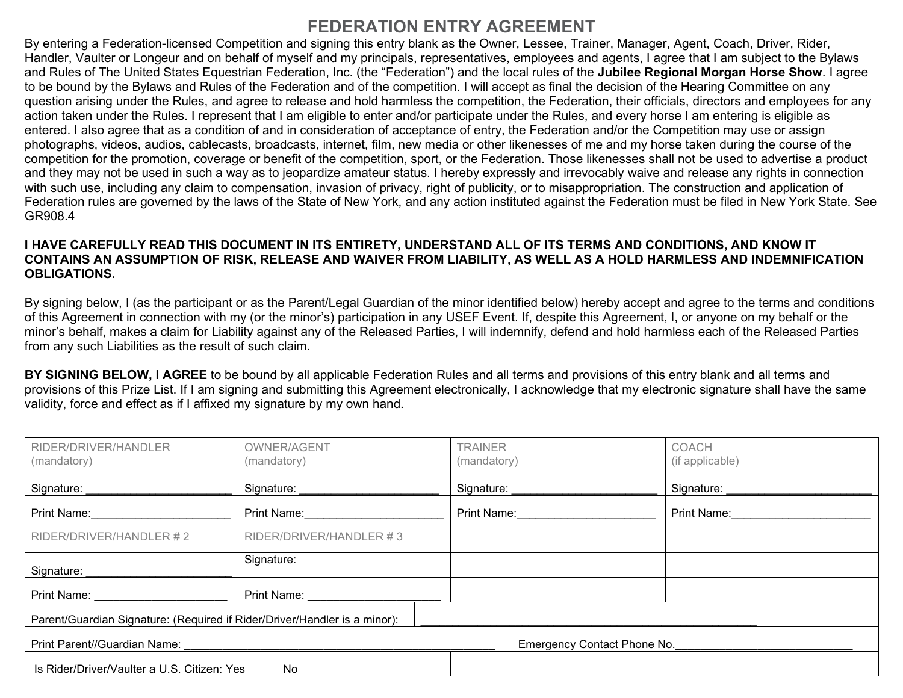# FEDERATION ENTRY AGREEMENT

By entering a Federation-licensed Competition and signing this entry blank as the Owner, Lessee, Trainer, Manager, Agent, Coach, Driver, Rider, Handler, Vaulter or Longeur and on behalf of myself and my principals, representatives, employees and agents, I agree that I am subject to the Bylaws and Rules of The United States Equestrian Federation, Inc. (the "Federation") and the local rules of the **Jubilee Regional Morgan Horse Show**. I agree to be bound by the Bylaws and Rules of the Federation and of the competition. I will accept as final the decision of the Hearing Committee on any question arising under the Rules, and agree to release and hold harmless the competition, the Federation, their officials, directors and employees for any action taken under the Rules. I represent that I am eligible to enter and/or participate under the Rules, and every horse I am entering is eligible as entered. I also agree that as a condition of and in consideration of acceptance of entry, the Federation and/or the Competition may use or assign photographs, videos, audios, cablecasts, broadcasts, internet, film, new media or other likenesses of me and my horse taken during the course of the competition for the promotion, coverage or benefit of the competition, sport, or the Federation. Those likenesses shall not be used to advertise a product and they may not be used in such a way as to jeopardize amateur status. I hereby expressly and irrevocably waive and release any rights in connection with such use, including any claim to compensation, invasion of privacy, right of publicity, or to misappropriation. The construction and application of Federation rules are governed by the laws of the State of New York, and any action instituted against the Federation must be filed in New York State. See GR908.4

**I HAVE CAREFULLY READ THIS DOCUMENT IN ITS ENTIRETY, UNDERSTAND ALL OF ITS TERMS AND CONDITIONS, AND KNOW IT CONTAINS AN ASSUMPTION OF RISK, RELEASE AND WAIVER FROM LIABILITY, AS WELL AS A HOLD HARMLESS AND INDEMNIFICATION OBLIGATIONS.**

By signing below, I (as the participant or as the Parent/Legal Guardian of the minor identified below) hereby accept and agree to the terms and conditions of this Agreement in connection with my (or the minor's) participation in any USEF Event. If, despite this Agreement, I, or anyone on my behalf or the minor's behalf, makes a claim for Liability against any of the Released Parties, I will indemnify, defend and hold harmless each of the Released Parties from any such Liabilities as the result of such claim.

**BY SIGNING BELOW, I AGREE** to be bound by all applicable Federation Rules and all terms and provisions of this entry blank and all terms and provisions of this Prize List. If I am signing and submitting this Agreement electronically, I acknowledge that my electronic signature shall have the same validity, force and effect as if I affixed my signature by my own hand.

| RIDER/DRIVER/HANDLER (mandatory) | OWNER/AGENT (mandatory) | TRAINER (mandatory) | COACH (if applicable) |
|---|---|---|---|
| Signature: ______________________ | Signature: ______________________ | Signature: ______________________ | Signature: ______________________ |
| Print Name:______________________ | Print Name:______________________ | Print Name:______________________ | Print Name:______________________ |
| RIDER/DRIVER/HANDLER # 2 | RIDER/DRIVER/HANDLER # 3 | | |
| Signature: ______________________ | Signature: | | |
| Print Name: ____________________ | Print Name: ____________________ | | |
| Parent/Guardian Signature: (Required if Rider/Driver/Handler is a minor): | ______________________________________________________ | | |
| Print Parent//Guardian Name: ______________________________________________ | | Emergency Contact Phone No.____________________________ | |
| Is Rider/Driver/Vaulter a U.S. Citizen: Yes No | | | |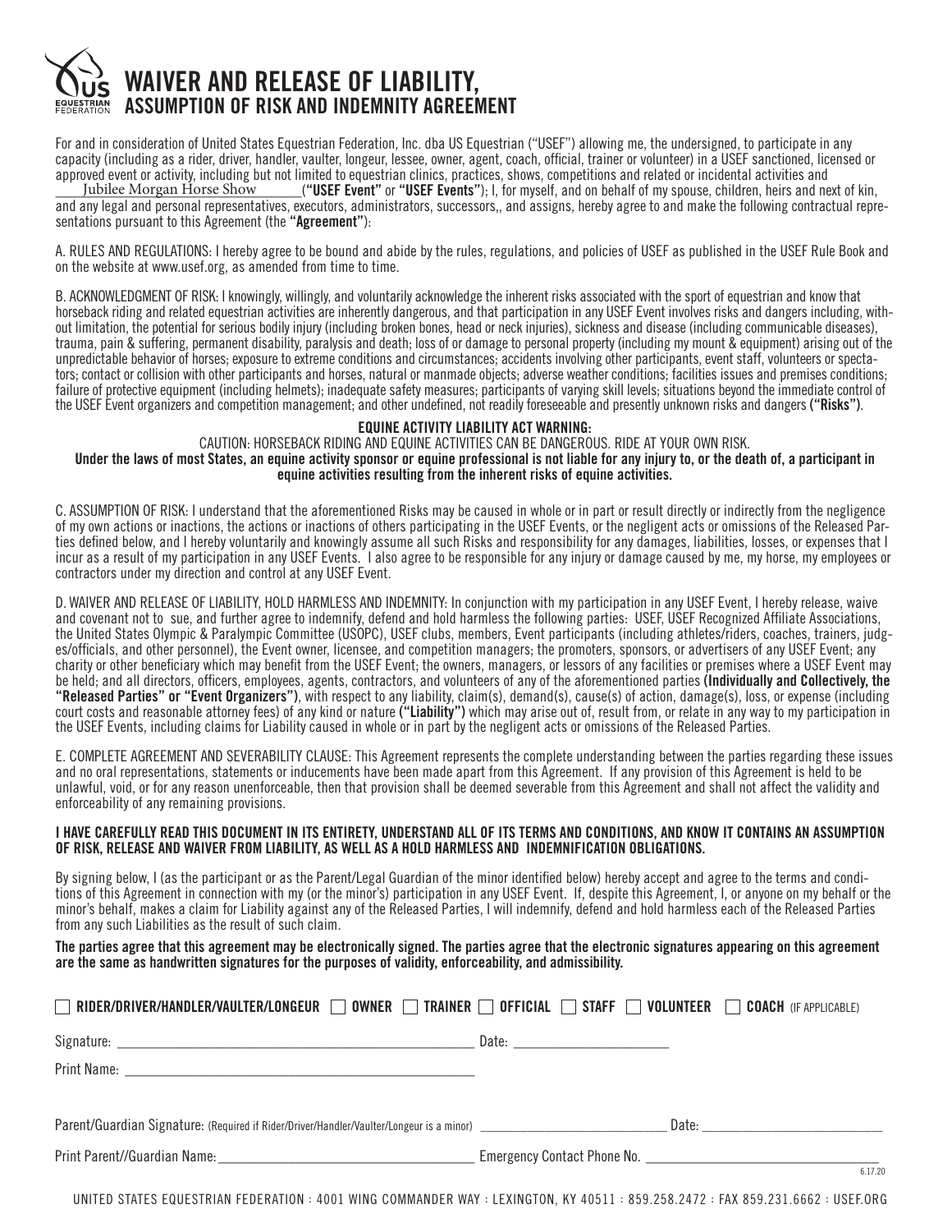# WAIVER AND RELEASE OF LIABILITY, ASSUMPTION OF RISK AND INDEMNITY AGREEMENT

For and in consideration of United States Equestrian Federation, Inc. dba US Equestrian ("USEF") allowing me, the undersigned, to participate in any capacity (including as a rider, driver, handler, vaulter, longeur, lessee, owner, agent, coach, official, trainer or volunteer) in a USEF sanctioned, licensed or approved event or activity, including but not limited to equestrian clinics, practices, shows, competitions and related or incidental activities and \_\_\_\_Jubilee Morgan Horse Show\_\_\_\_\_\_\_**("USEF Event"** or **"USEF Events")**; I, for myself, and on behalf of my spouse, children, heirs and next of kin, and any legal and personal representatives, executors, administrators, successors,, and assigns, hereby agree to and make the following contractual representations pursuant to this Agreement (the **"Agreement"**):

A. RULES AND REGULATIONS: I hereby agree to be bound and abide by the rules, regulations, and policies of USEF as published in the USEF Rule Book and on the website at www.usef.org, as amended from time to time.

B. ACKNOWLEDGMENT OF RISK: I knowingly, willingly, and voluntarily acknowledge the inherent risks associated with the sport of equestrian and know that horseback riding and related equestrian activities are inherently dangerous, and that participation in any USEF Event involves risks and dangers including, without limitation, the potential for serious bodily injury (including broken bones, head or neck injuries), sickness and disease (including communicable diseases), trauma, pain & suffering, permanent disability, paralysis and death; loss of or damage to personal property (including my mount & equipment) arising out of the unpredictable behavior of horses; exposure to extreme conditions and circumstances; accidents involving other participants, event staff, volunteers or spectators; contact or collision with other participants and horses, natural or manmade objects; adverse weather conditions; facilities issues and premises conditions; failure of protective equipment (including helmets); inadequate safety measures; participants of varying skill levels; situations beyond the immediate control of the USEF Event organizers and competition management; and other undefined, not readily foreseeable and presently unknown risks and dangers **("Risks")**.

**EQUINE ACTIVITY LIABILITY ACT WARNING:**

CAUTION: HORSEBACK RIDING AND EQUINE ACTIVITIES CAN BE DANGEROUS. RIDE AT YOUR OWN RISK.

**Under the laws of most States, an equine activity sponsor or equine professional is not liable for any injury to, or the death of, a participant in equine activities resulting from the inherent risks of equine activities.**

C. ASSUMPTION OF RISK: I understand that the aforementioned Risks may be caused in whole or in part or result directly or indirectly from the negligence of my own actions or inactions, the actions or inactions of others participating in the USEF Events, or the negligent acts or omissions of the Released Parties defined below, and I hereby voluntarily and knowingly assume all such Risks and responsibility for any damages, liabilities, losses, or expenses that I incur as a result of my participation in any USEF Events. I also agree to be responsible for any injury or damage caused by me, my horse, my employees or contractors under my direction and control at any USEF Event.

D. WAIVER AND RELEASE OF LIABILITY, HOLD HARMLESS AND INDEMNITY: In conjunction with my participation in any USEF Event, I hereby release, waive and covenant not to sue, and further agree to indemnify, defend and hold harmless the following parties: USEF, USEF Recognized Affiliate Associations, the United States Olympic & Paralympic Committee (USOPC), USEF clubs, members, Event participants (including athletes/riders, coaches, trainers, judges/officials, and other personnel), the Event owner, licensee, and competition managers; the promoters, sponsors, or advertisers of any USEF Event; any charity or other beneficiary which may benefit from the USEF Event; the owners, managers, or lessors of any facilities or premises where a USEF Event may be held; and all directors, officers, employees, agents, contractors, and volunteers of any of the aforementioned parties **(Individually and Collectively, the "Released Parties" or "Event Organizers")**, with respect to any liability, claim(s), demand(s), cause(s) of action, damage(s), loss, or expense (including court costs and reasonable attorney fees) of any kind or nature **("Liability")** which may arise out of, result from, or relate in any way to my participation in the USEF Events, including claims for Liability caused in whole or in part by the negligent acts or omissions of the Released Parties.

E. COMPLETE AGREEMENT AND SEVERABILITY CLAUSE: This Agreement represents the complete understanding between the parties regarding these issues and no oral representations, statements or inducements have been made apart from this Agreement. If any provision of this Agreement is held to be unlawful, void, or for any reason unenforceable, then that provision shall be deemed severable from this Agreement and shall not affect the validity and enforceability of any remaining provisions.

**I HAVE CAREFULLY READ THIS DOCUMENT IN ITS ENTIRETY, UNDERSTAND ALL OF ITS TERMS AND CONDITIONS, AND KNOW IT CONTAINS AN ASSUMPTION OF RISK, RELEASE AND WAIVER FROM LIABILITY, AS WELL AS A HOLD HARMLESS AND INDEMNIFICATION OBLIGATIONS.**

By signing below, I (as the participant or as the Parent/Legal Guardian of the minor identified below) hereby accept and agree to the terms and conditions of this Agreement in connection with my (or the minor's) participation in any USEF Event. If, despite this Agreement, I, or anyone on my behalf or the minor's behalf, makes a claim for Liability against any of the Released Parties, I will indemnify, defend and hold harmless each of the Released Parties from any such Liabilities as the result of such claim.

**The parties agree that this agreement may be electronically signed. The parties agree that the electronic signatures appearing on this agreement are the same as handwritten signatures for the purposes of validity, enforceability, and admissibility.**

☐ **RIDER/DRIVER/HANDLER/VAULTER/LONGEUR** ☐ **OWNER** ☐ **TRAINER** ☐ **OFFICIAL** ☐ **STAFF** ☐ **VOLUNTEER** ☐ **COACH** (IF APPLICABLE)

Signature: \_\_\_\_\_\_\_\_\_\_\_\_\_\_\_\_\_\_\_\_\_\_\_\_\_\_\_\_\_\_\_\_\_\_\_\_\_\_\_\_ Date: \_\_\_\_\_\_\_\_\_\_\_\_\_\_\_\_\_\_\_\_

Print Name: \_\_\_\_\_\_\_\_\_\_\_\_\_\_\_\_\_\_\_\_\_\_\_\_\_\_\_\_\_\_\_\_\_\_\_\_\_\_\_\_

Parent/Guardian Signature: (Required if Rider/Driver/Handler/Vaulter/Longeur is a minor) \_\_\_\_\_\_\_\_\_\_\_\_\_\_\_\_\_\_\_\_\_\_\_\_ Date: \_\_\_\_\_\_\_\_\_\_\_\_\_\_\_\_\_\_\_\_

Print Parent//Guardian Name: \_\_\_\_\_\_\_\_\_\_\_\_\_\_\_\_\_\_\_\_\_\_\_\_\_\_\_\_\_\_\_\_ Emergency Contact Phone No. \_\_\_\_\_\_\_\_\_\_\_\_\_\_\_\_\_\_\_\_\_\_\_\_\_\_\_\_

6.17.20

UNITED STATES EQUESTRIAN FEDERATION : 4001 WING COMMANDER WAY : LEXINGTON, KY 40511 : 859.258.2472 : FAX 859.231.6662 : USEF.ORG